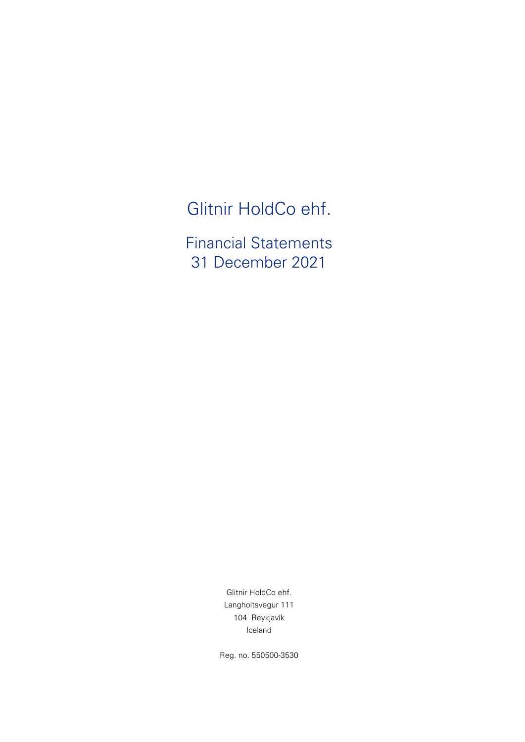# Glitnir HoldCo ehf.

## Financial Statements
## 31 December 2021

Glitnir HoldCo ehf.
Langholtsvegur 111
104 Reykjavík
Iceland

Reg. no. 550500-3530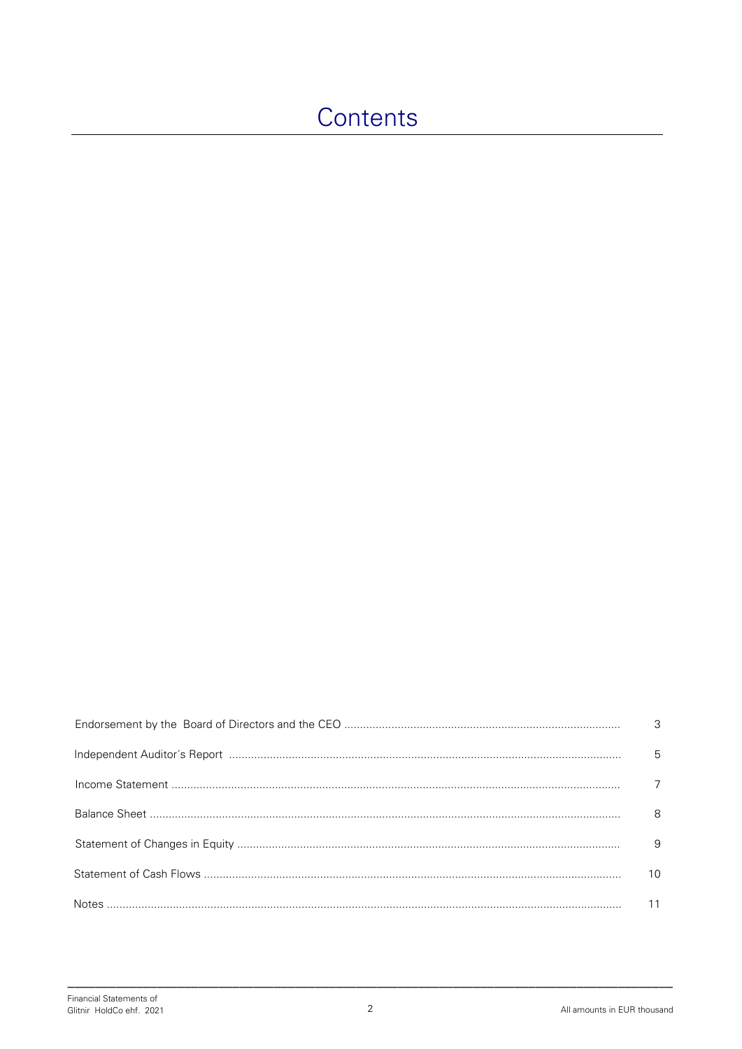# Contents

| | |
|---|---|
| Endorsement by the Board of Directors and the CEO | 3 |
| Independent Auditor´s Report | 5 |
| Income Statement | 7 |
| Balance Sheet | 8 |
| Statement of Changes in Equity | 9 |
| Statement of Cash Flows | 10 |
| Notes | 11 |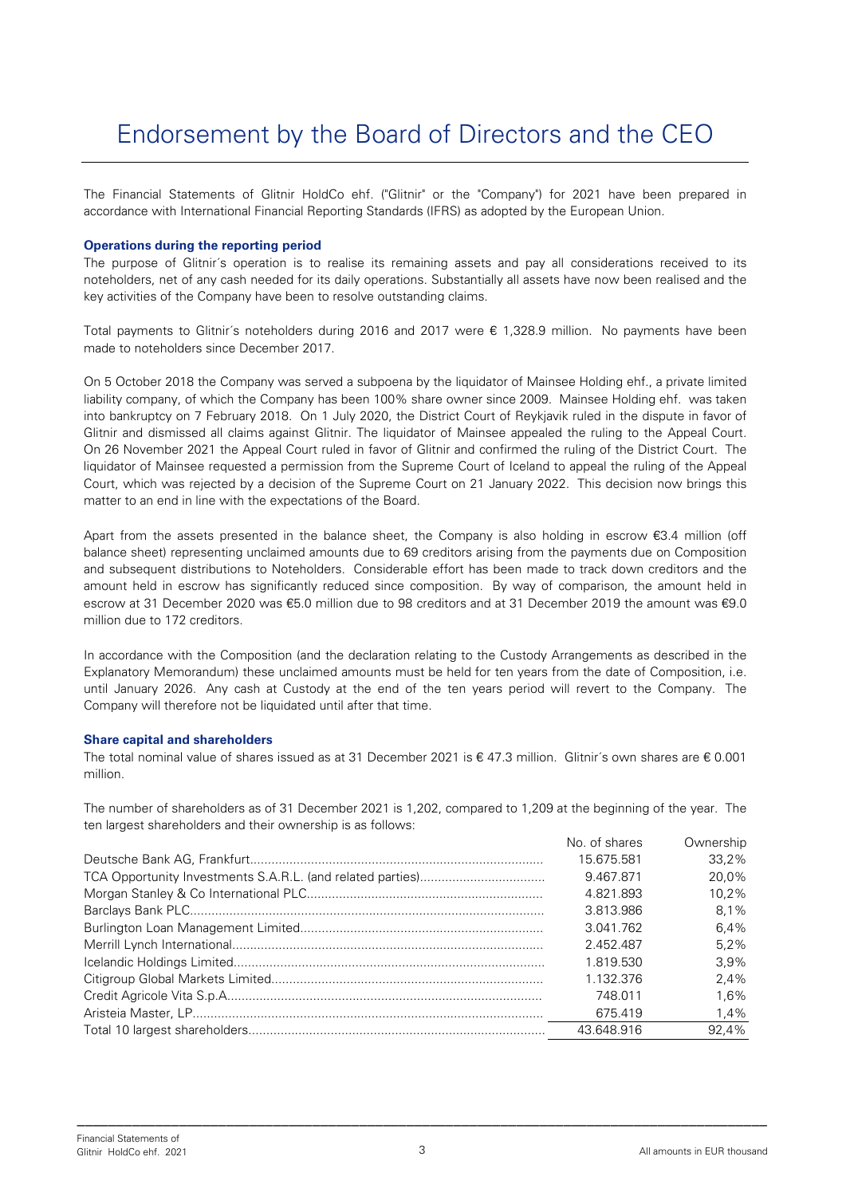# Endorsement by the Board of Directors and the CEO

The Financial Statements of Glitnir HoldCo ehf. ("Glitnir" or the "Company") for 2021 have been prepared in accordance with International Financial Reporting Standards (IFRS) as adopted by the European Union.

### Operations during the reporting period

The purpose of Glitnir´s operation is to realise its remaining assets and pay all considerations received to its noteholders, net of any cash needed for its daily operations. Substantially all assets have now been realised and the key activities of the Company have been to resolve outstanding claims.

Total payments to Glitnir´s noteholders during 2016 and 2017 were € 1,328.9 million. No payments have been made to noteholders since December 2017.

On 5 October 2018 the Company was served a subpoena by the liquidator of Mainsee Holding ehf., a private limited liability company, of which the Company has been 100% share owner since 2009. Mainsee Holding ehf. was taken into bankruptcy on 7 February 2018. On 1 July 2020, the District Court of Reykjavik ruled in the dispute in favor of Glitnir and dismissed all claims against Glitnir. The liquidator of Mainsee appealed the ruling to the Appeal Court. On 26 November 2021 the Appeal Court ruled in favor of Glitnir and confirmed the ruling of the District Court. The liquidator of Mainsee requested a permission from the Supreme Court of Iceland to appeal the ruling of the Appeal Court, which was rejected by a decision of the Supreme Court on 21 January 2022. This decision now brings this matter to an end in line with the expectations of the Board.

Apart from the assets presented in the balance sheet, the Company is also holding in escrow €3.4 million (off balance sheet) representing unclaimed amounts due to 69 creditors arising from the payments due on Composition and subsequent distributions to Noteholders. Considerable effort has been made to track down creditors and the amount held in escrow has significantly reduced since composition. By way of comparison, the amount held in escrow at 31 December 2020 was €5.0 million due to 98 creditors and at 31 December 2019 the amount was €9.0 million due to 172 creditors.

In accordance with the Composition (and the declaration relating to the Custody Arrangements as described in the Explanatory Memorandum) these unclaimed amounts must be held for ten years from the date of Composition, i.e. until January 2026. Any cash at Custody at the end of the ten years period will revert to the Company. The Company will therefore not be liquidated until after that time.

### Share capital and shareholders

The total nominal value of shares issued as at 31 December 2021 is € 47.3 million. Glitnir´s own shares are € 0.001 million.

The number of shareholders as of 31 December 2021 is 1,202, compared to 1,209 at the beginning of the year. The ten largest shareholders and their ownership is as follows:

| | No. of shares | Ownership |
|---|---|---|
| Deutsche Bank AG, Frankfurt | 15.675.581 | 33,2% |
| TCA Opportunity Investments S.A.R.L. (and related parties) | 9.467.871 | 20,0% |
| Morgan Stanley & Co International PLC | 4.821.893 | 10,2% |
| Barclays Bank PLC | 3.813.986 | 8,1% |
| Burlington Loan Management Limited | 3.041.762 | 6,4% |
| Merrill Lynch International | 2.452.487 | 5,2% |
| Icelandic Holdings Limited | 1.819.530 | 3,9% |
| Citigroup Global Markets Limited | 1.132.376 | 2,4% |
| Credit Agricole Vita S.p.A. | 748.011 | 1,6% |
| Aristeia Master, LP | 675.419 | 1,4% |
| Total 10 largest shareholders | 43.648.916 | 92,4% |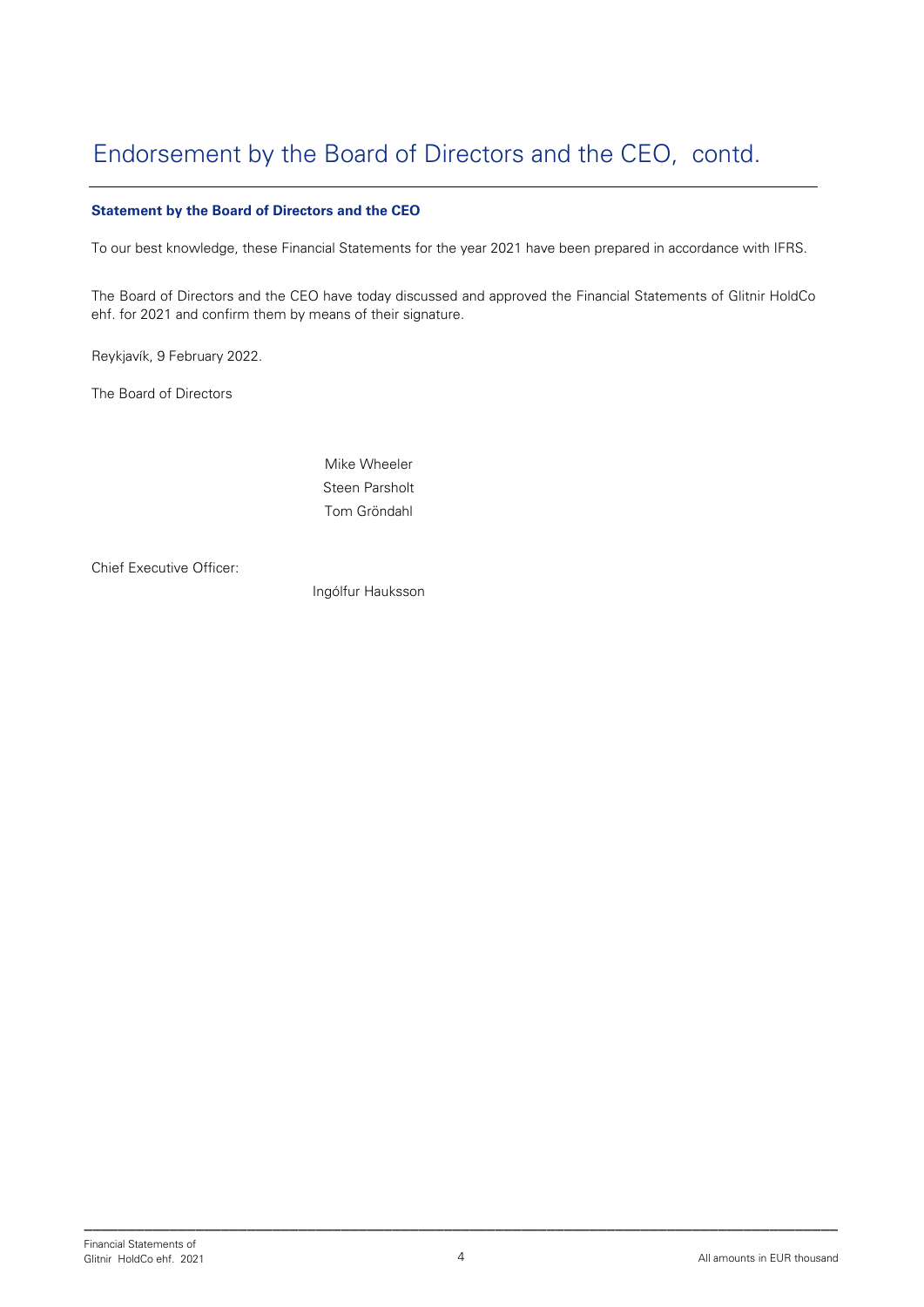# Endorsement by the Board of Directors and the CEO, contd.

**Statement by the Board of Directors and the CEO**

To our best knowledge, these Financial Statements for the year 2021 have been prepared in accordance with IFRS.

The Board of Directors and the CEO have today discussed and approved the Financial Statements of Glitnir HoldCo ehf. for 2021 and confirm them by means of their signature.

Reykjavík, 9 February 2022.

The Board of Directors

Mike Wheeler
Steen Parsholt
Tom Gröndahl

Chief Executive Officer:

Ingólfur Hauksson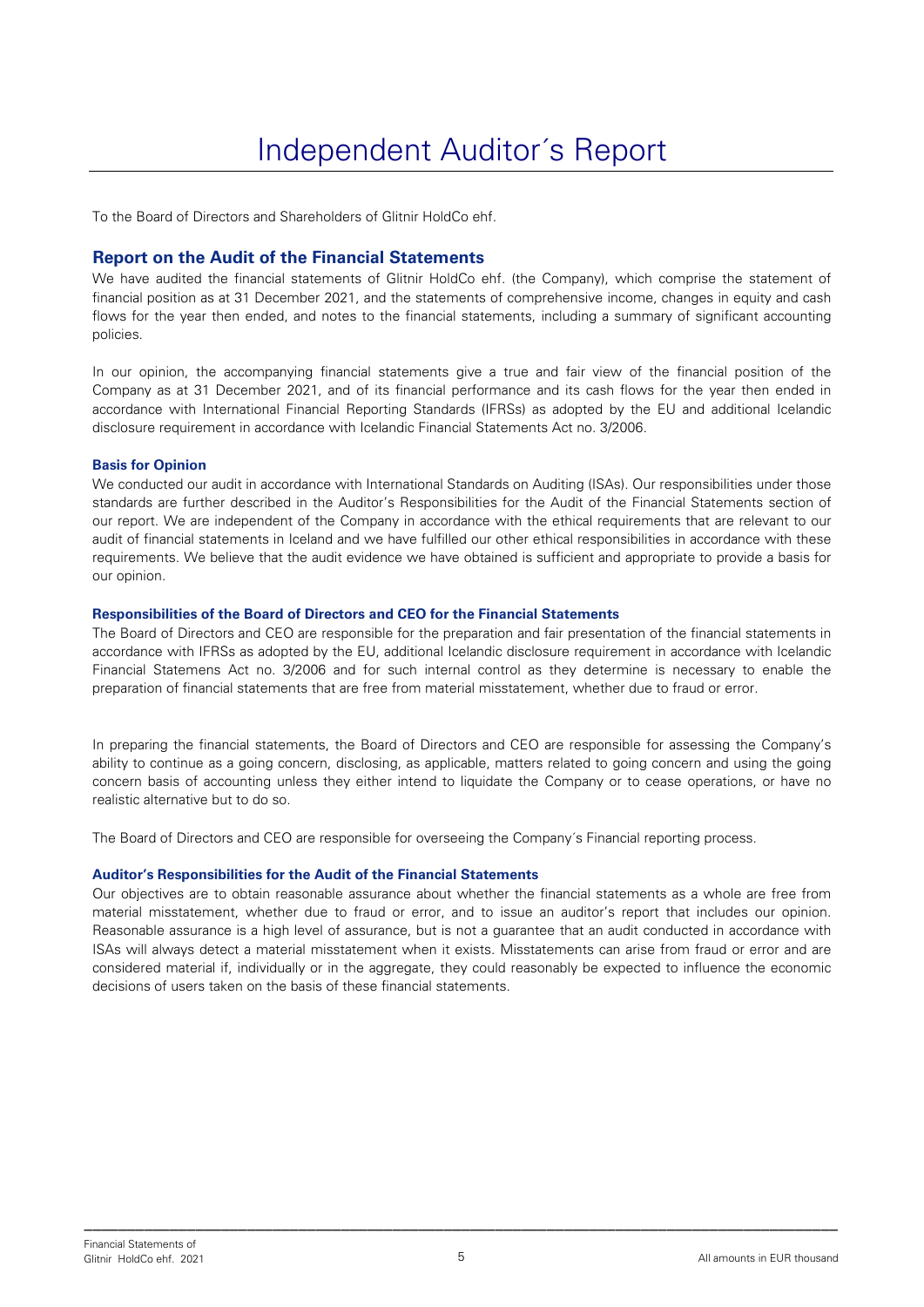# Independent Auditor´s Report

To the Board of Directors and Shareholders of Glitnir HoldCo ehf.

## Report on the Audit of the Financial Statements

We have audited the financial statements of Glitnir HoldCo ehf. (the Company), which comprise the statement of financial position as at 31 December 2021, and the statements of comprehensive income, changes in equity and cash flows for the year then ended, and notes to the financial statements, including a summary of significant accounting policies.

In our opinion, the accompanying financial statements give a true and fair view of the financial position of the Company as at 31 December 2021, and of its financial performance and its cash flows for the year then ended in accordance with International Financial Reporting Standards (IFRSs) as adopted by the EU and additional Icelandic disclosure requirement in accordance with Icelandic Financial Statements Act no. 3/2006.

### Basis for Opinion

We conducted our audit in accordance with International Standards on Auditing (ISAs). Our responsibilities under those standards are further described in the Auditor's Responsibilities for the Audit of the Financial Statements section of our report. We are independent of the Company in accordance with the ethical requirements that are relevant to our audit of financial statements in Iceland and we have fulfilled our other ethical responsibilities in accordance with these requirements. We believe that the audit evidence we have obtained is sufficient and appropriate to provide a basis for our opinion.

### Responsibilities of the Board of Directors and CEO for the Financial Statements

The Board of Directors and CEO are responsible for the preparation and fair presentation of the financial statements in accordance with IFRSs as adopted by the EU, additional Icelandic disclosure requirement in accordance with Icelandic Financial Statemens Act no. 3/2006 and for such internal control as they determine is necessary to enable the preparation of financial statements that are free from material misstatement, whether due to fraud or error.

In preparing the financial statements, the Board of Directors and CEO are responsible for assessing the Company's ability to continue as a going concern, disclosing, as applicable, matters related to going concern and using the going concern basis of accounting unless they either intend to liquidate the Company or to cease operations, or have no realistic alternative but to do so.

The Board of Directors and CEO are responsible for overseeing the Company´s Financial reporting process.

### Auditor's Responsibilities for the Audit of the Financial Statements

Our objectives are to obtain reasonable assurance about whether the financial statements as a whole are free from material misstatement, whether due to fraud or error, and to issue an auditor's report that includes our opinion. Reasonable assurance is a high level of assurance, but is not a guarantee that an audit conducted in accordance with ISAs will always detect a material misstatement when it exists. Misstatements can arise from fraud or error and are considered material if, individually or in the aggregate, they could reasonably be expected to influence the economic decisions of users taken on the basis of these financial statements.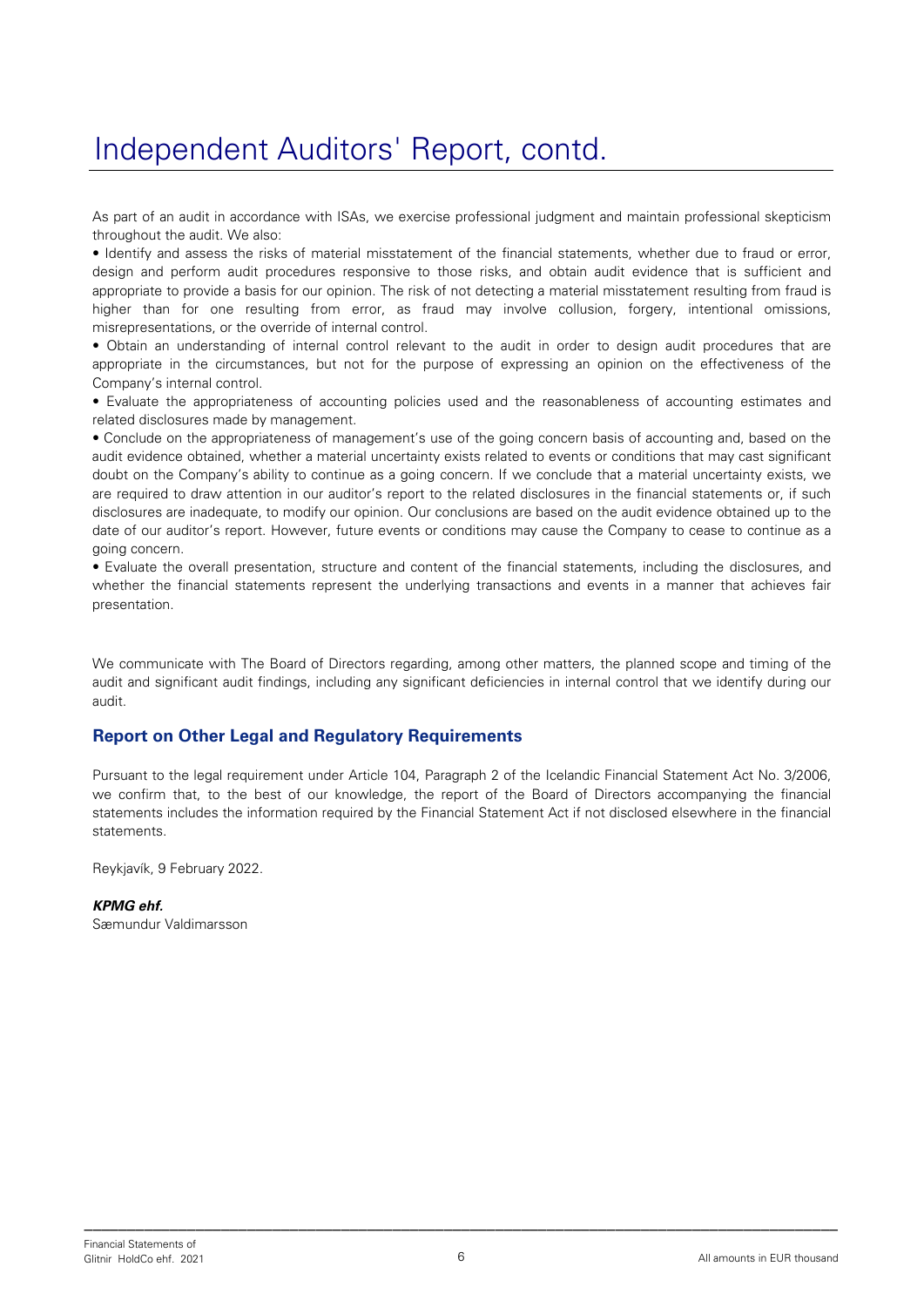# Independent Auditors' Report, contd.

As part of an audit in accordance with ISAs, we exercise professional judgment and maintain professional skepticism throughout the audit. We also:

• Identify and assess the risks of material misstatement of the financial statements, whether due to fraud or error, design and perform audit procedures responsive to those risks, and obtain audit evidence that is sufficient and appropriate to provide a basis for our opinion. The risk of not detecting a material misstatement resulting from fraud is higher than for one resulting from error, as fraud may involve collusion, forgery, intentional omissions, misrepresentations, or the override of internal control.

• Obtain an understanding of internal control relevant to the audit in order to design audit procedures that are appropriate in the circumstances, but not for the purpose of expressing an opinion on the effectiveness of the Company's internal control.

• Evaluate the appropriateness of accounting policies used and the reasonableness of accounting estimates and related disclosures made by management.

• Conclude on the appropriateness of management's use of the going concern basis of accounting and, based on the audit evidence obtained, whether a material uncertainty exists related to events or conditions that may cast significant doubt on the Company's ability to continue as a going concern. If we conclude that a material uncertainty exists, we are required to draw attention in our auditor's report to the related disclosures in the financial statements or, if such disclosures are inadequate, to modify our opinion. Our conclusions are based on the audit evidence obtained up to the date of our auditor's report. However, future events or conditions may cause the Company to cease to continue as a going concern.

• Evaluate the overall presentation, structure and content of the financial statements, including the disclosures, and whether the financial statements represent the underlying transactions and events in a manner that achieves fair presentation.

We communicate with The Board of Directors regarding, among other matters, the planned scope and timing of the audit and significant audit findings, including any significant deficiencies in internal control that we identify during our audit.

## Report on Other Legal and Regulatory Requirements

Pursuant to the legal requirement under Article 104, Paragraph 2 of the Icelandic Financial Statement Act No. 3/2006, we confirm that, to the best of our knowledge, the report of the Board of Directors accompanying the financial statements includes the information required by the Financial Statement Act if not disclosed elsewhere in the financial statements.

Reykjavík, 9 February 2022.

***KPMG ehf.***
Sæmundur Valdimarsson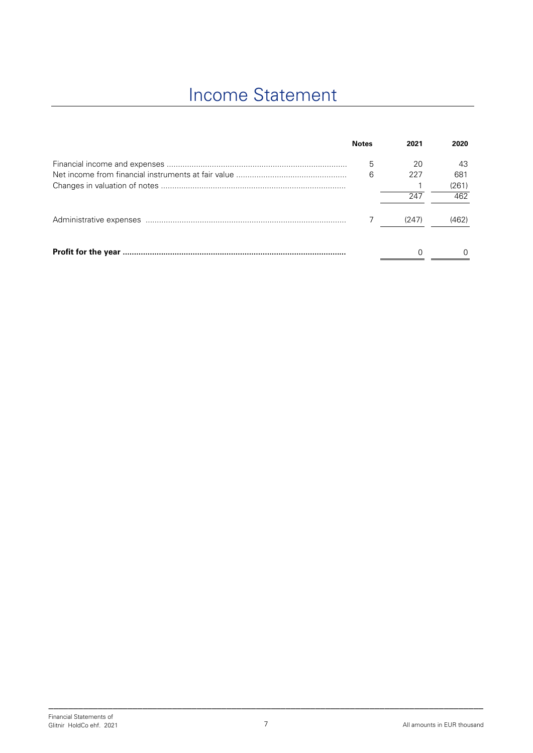# Income Statement

| | Notes | 2021 | 2020 |
|---|---|---|---|
| Financial income and expenses | 5 | 20 | 43 |
| Net income from financial instruments at fair value | 6 | 227 | 681 |
| Changes in valuation of notes | | 1 | (261) |
| | | 247 | 462 |
| Administrative expenses | 7 | (247) | (462) |
| **Profit for the year** | | 0 | 0 |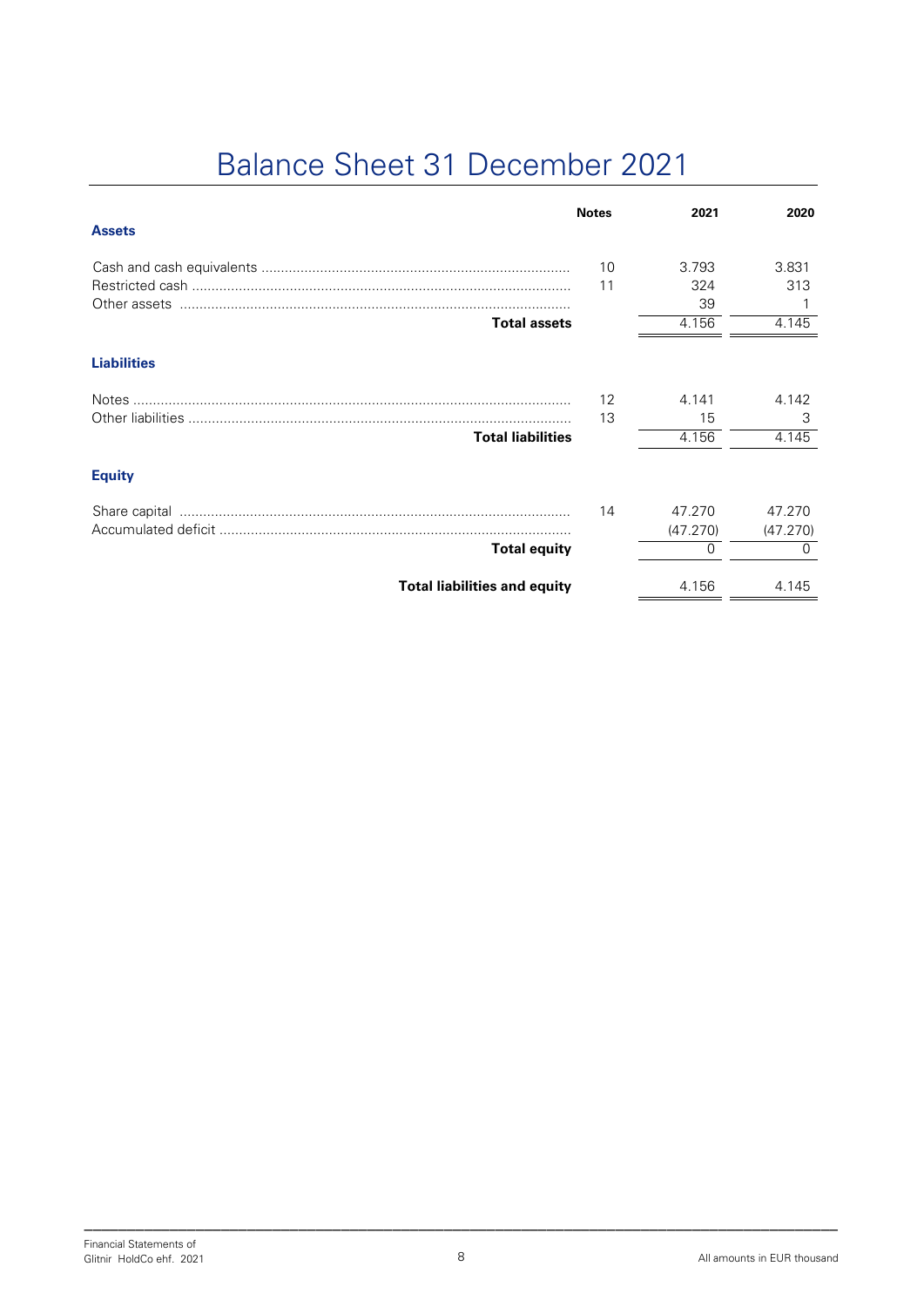# Balance Sheet 31 December 2021

| | Notes | 2021 | 2020 |
|---|---|---|---|
| **Assets** | | | |
| Cash and cash equivalents | 10 | 3.793 | 3.831 |
| Restricted cash | 11 | 324 | 313 |
| Other assets | | 39 | 1 |
| **Total assets** | | 4.156 | 4.145 |
| **Liabilities** | | | |
| Notes | 12 | 4.141 | 4.142 |
| Other liabilities | 13 | 15 | 3 |
| **Total liabilities** | | 4.156 | 4.145 |
| **Equity** | | | |
| Share capital | 14 | 47.270 | 47.270 |
| Accumulated deficit | | (47.270) | (47.270) |
| **Total equity** | | 0 | 0 |
| **Total liabilities and equity** | | 4.156 | 4.145 |

All amounts in EUR thousand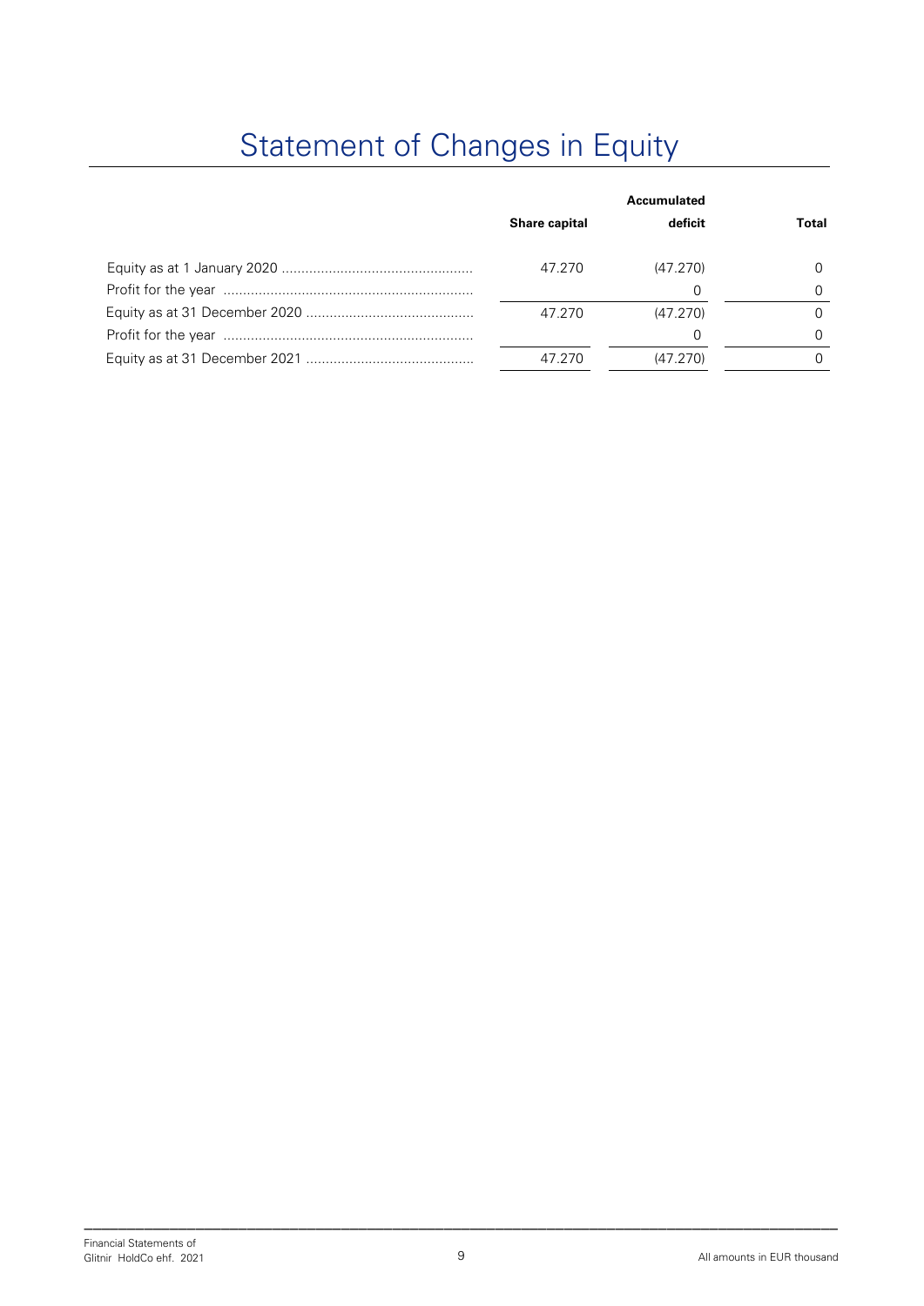# Statement of Changes in Equity

| | Share capital | Accumulated deficit | Total |
|---|---|---|---|
| Equity as at 1 January 2020 | 47.270 | (47.270) | 0 |
| Profit for the year | | 0 | 0 |
| Equity as at 31 December 2020 | 47.270 | (47.270) | 0 |
| Profit for the year | | 0 | 0 |
| Equity as at 31 December 2021 | 47.270 | (47.270) | 0 |

All amounts in EUR thousand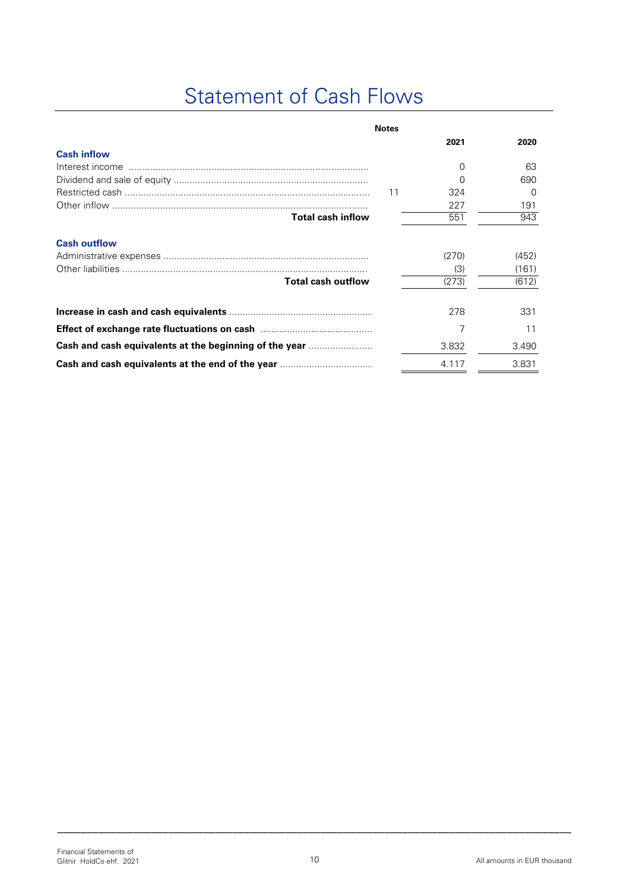# Statement of Cash Flows

| | Notes | 2021 | 2020 |
|---|---|---|---|
| **Cash inflow** | | | |
| Interest income | | 0 | 63 |
| Dividend and sale of equity | | 0 | 690 |
| Restricted cash | 11 | 324 | 0 |
| Other inflow | | 227 | 191 |
| **Total cash inflow** | | 551 | 943 |
| **Cash outflow** | | | |
| Administrative expenses | | (270) | (452) |
| Other liabilities | | (3) | (161) |
| **Total cash outflow** | | (273) | (612) |
| **Increase in cash and cash equivalents** | | 278 | 331 |
| **Effect of exchange rate fluctuations on cash** | | 7 | 11 |
| **Cash and cash equivalents at the beginning of the year** | | 3.832 | 3.490 |
| **Cash and cash equivalents at the end of the year** | | 4.117 | 3.831 |

All amounts in EUR thousand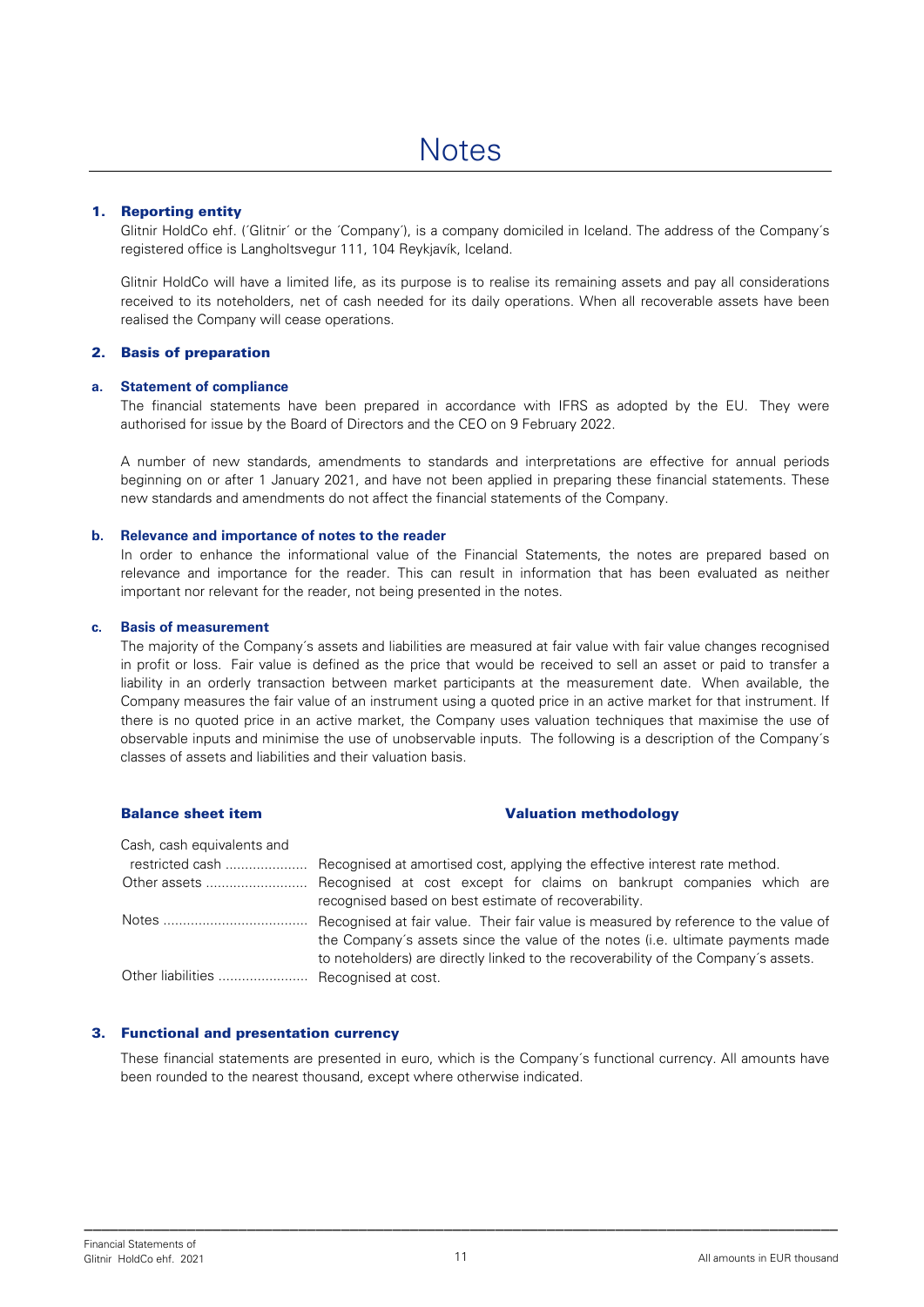# Notes

## 1. Reporting entity

Glitnir HoldCo ehf. (´Glitnir´ or the ´Company´), is a company domiciled in Iceland. The address of the Company´s registered office is Langholtsvegur 111, 104 Reykjavík, Iceland.

Glitnir HoldCo will have a limited life, as its purpose is to realise its remaining assets and pay all considerations received to its noteholders, net of cash needed for its daily operations. When all recoverable assets have been realised the Company will cease operations.

## 2. Basis of preparation

### a. Statement of compliance

The financial statements have been prepared in accordance with IFRS as adopted by the EU. They were authorised for issue by the Board of Directors and the CEO on 9 February 2022.

A number of new standards, amendments to standards and interpretations are effective for annual periods beginning on or after 1 January 2021, and have not been applied in preparing these financial statements. These new standards and amendments do not affect the financial statements of the Company.

### b. Relevance and importance of notes to the reader

In order to enhance the informational value of the Financial Statements, the notes are prepared based on relevance and importance for the reader. This can result in information that has been evaluated as neither important nor relevant for the reader, not being presented in the notes.

### c. Basis of measurement

The majority of the Company´s assets and liabilities are measured at fair value with fair value changes recognised in profit or loss. Fair value is defined as the price that would be received to sell an asset or paid to transfer a liability in an orderly transaction between market participants at the measurement date. When available, the Company measures the fair value of an instrument using a quoted price in an active market for that instrument. If there is no quoted price in an active market, the Company uses valuation techniques that maximise the use of observable inputs and minimise the use of unobservable inputs. The following is a description of the Company´s classes of assets and liabilities and their valuation basis.

| Balance sheet item | Valuation methodology |
|---|---|
| Cash, cash equivalents and restricted cash | Recognised at amortised cost, applying the effective interest rate method. |
| Other assets | Recognised at cost except for claims on bankrupt companies which are recognised based on best estimate of recoverability. |
| Notes | Recognised at fair value. Their fair value is measured by reference to the value of the Company´s assets since the value of the notes (i.e. ultimate payments made to noteholders) are directly linked to the recoverability of the Company´s assets. |
| Other liabilities | Recognised at cost. |

## 3. Functional and presentation currency

These financial statements are presented in euro, which is the Company´s functional currency. All amounts have been rounded to the nearest thousand, except where otherwise indicated.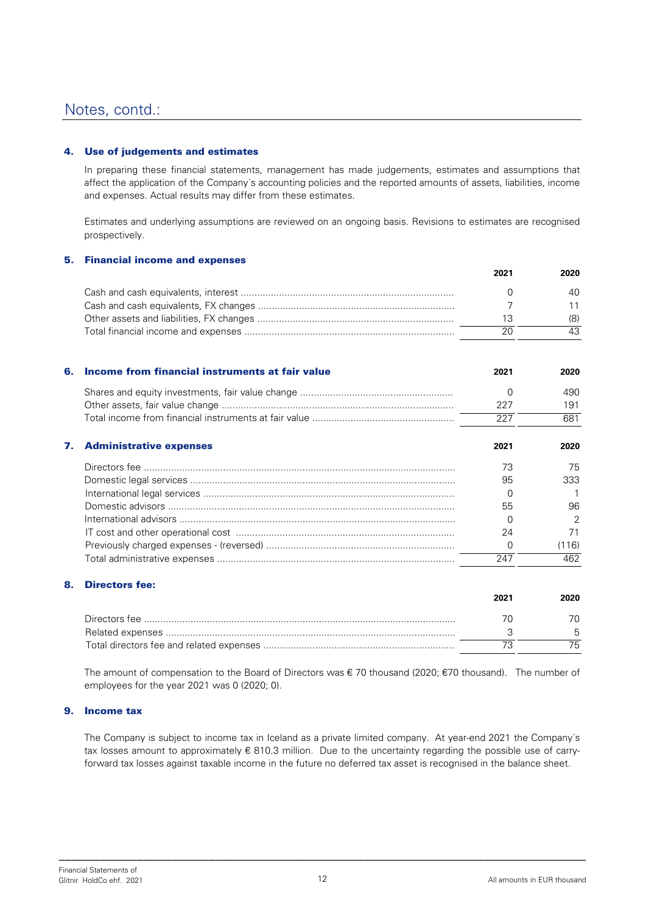## Notes, contd.:

### 4. Use of judgements and estimates

In preparing these financial statements, management has made judgements, estimates and assumptions that affect the application of the Company´s accounting policies and the reported amounts of assets, liabilities, income and expenses. Actual results may differ from these estimates.

Estimates and underlying assumptions are reviewed on an ongoing basis. Revisions to estimates are recognised prospectively.

### 5. Financial income and expenses

| | 2021 | 2020 |
|---|---|---|
| Cash and cash equivalents, interest | 0 | 40 |
| Cash and cash equivalents, FX changes | 7 | 11 |
| Other assets and liabilities, FX changes | 13 | (8) |
| Total financial income and expenses | 20 | 43 |

### 6. Income from financial instruments at fair value

| | 2021 | 2020 |
|---|---|---|
| Shares and equity investments, fair value change | 0 | 490 |
| Other assets, fair value change | 227 | 191 |
| Total income from financial instruments at fair value | 227 | 681 |

### 7. Administrative expenses

| | 2021 | 2020 |
|---|---|---|
| Directors fee | 73 | 75 |
| Domestic legal services | 95 | 333 |
| International legal services | 0 | 1 |
| Domestic advisors | 55 | 96 |
| International advisors | 0 | 2 |
| IT cost and other operational cost | 24 | 71 |
| Previously charged expenses - (reversed) | 0 | (116) |
| Total administrative expenses | 247 | 462 |

### 8. Directors fee:

| | 2021 | 2020 |
|---|---|---|
| Directors fee | 70 | 70 |
| Related expenses | 3 | 5 |
| Total directors fee and related expenses | 73 | 75 |

The amount of compensation to the Board of Directors was € 70 thousand (2020; €70 thousand). The number of employees for the year 2021 was 0 (2020; 0).

### 9. Income tax

The Company is subject to income tax in Iceland as a private limited company. At year-end 2021 the Company´s tax losses amount to approximately € 810.3 million. Due to the uncertainty regarding the possible use of carry-forward tax losses against taxable income in the future no deferred tax asset is recognised in the balance sheet.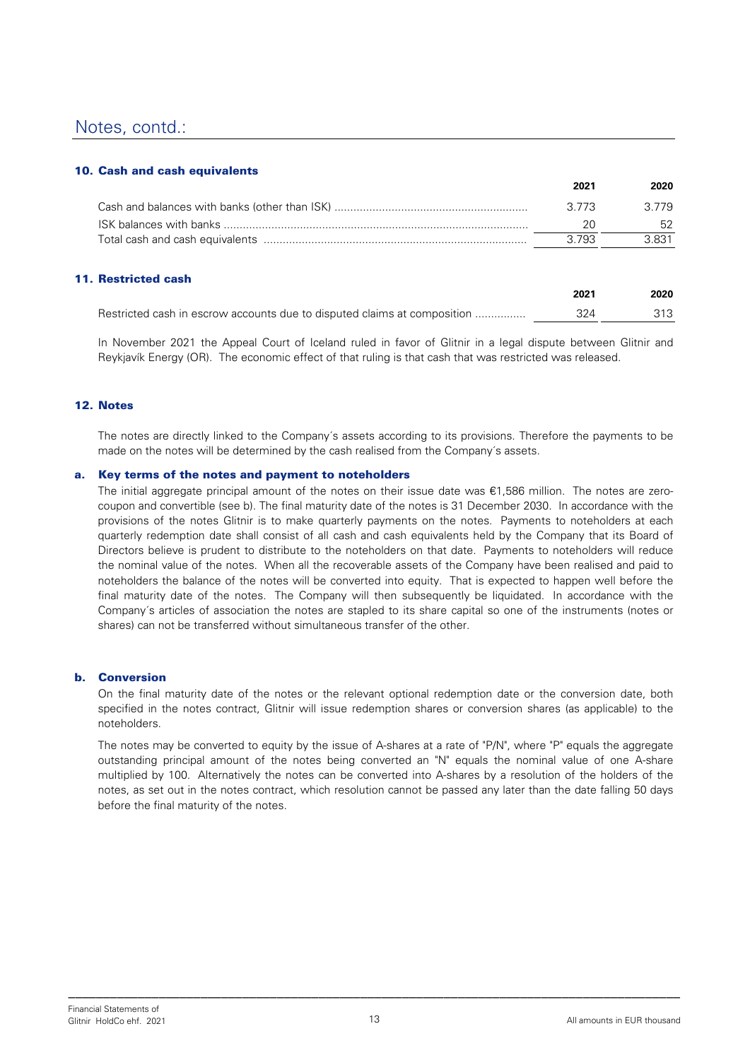# Notes, contd.:

## 10. Cash and cash equivalents

| | 2021 | 2020 |
|---|---|---|
| Cash and balances with banks (other than ISK) | 3.773 | 3.779 |
| ISK balances with banks | 20 | 52 |
| Total cash and cash equivalents | 3.793 | 3.831 |

## 11. Restricted cash

| | 2021 | 2020 |
|---|---|---|
| Restricted cash in escrow accounts due to disputed claims at composition | 324 | 313 |

In November 2021 the Appeal Court of Iceland ruled in favor of Glitnir in a legal dispute between Glitnir and Reykjavík Energy (OR). The economic effect of that ruling is that cash that was restricted was released.

## 12. Notes

The notes are directly linked to the Company´s assets according to its provisions. Therefore the payments to be made on the notes will be determined by the cash realised from the Company´s assets.

### a. Key terms of the notes and payment to noteholders

The initial aggregate principal amount of the notes on their issue date was €1,586 million. The notes are zero-coupon and convertible (see b). The final maturity date of the notes is 31 December 2030. In accordance with the provisions of the notes Glitnir is to make quarterly payments on the notes. Payments to noteholders at each quarterly redemption date shall consist of all cash and cash equivalents held by the Company that its Board of Directors believe is prudent to distribute to the noteholders on that date. Payments to noteholders will reduce the nominal value of the notes. When all the recoverable assets of the Company have been realised and paid to noteholders the balance of the notes will be converted into equity. That is expected to happen well before the final maturity date of the notes. The Company will then subsequently be liquidated. In accordance with the Company´s articles of association the notes are stapled to its share capital so one of the instruments (notes or shares) can not be transferred without simultaneous transfer of the other.

### b. Conversion

On the final maturity date of the notes or the relevant optional redemption date or the conversion date, both specified in the notes contract, Glitnir will issue redemption shares or conversion shares (as applicable) to the noteholders.

The notes may be converted to equity by the issue of A-shares at a rate of "P/N", where "P" equals the aggregate outstanding principal amount of the notes being converted an "N" equals the nominal value of one A-share multiplied by 100. Alternatively the notes can be converted into A-shares by a resolution of the holders of the notes, as set out in the notes contract, which resolution cannot be passed any later than the date falling 50 days before the final maturity of the notes.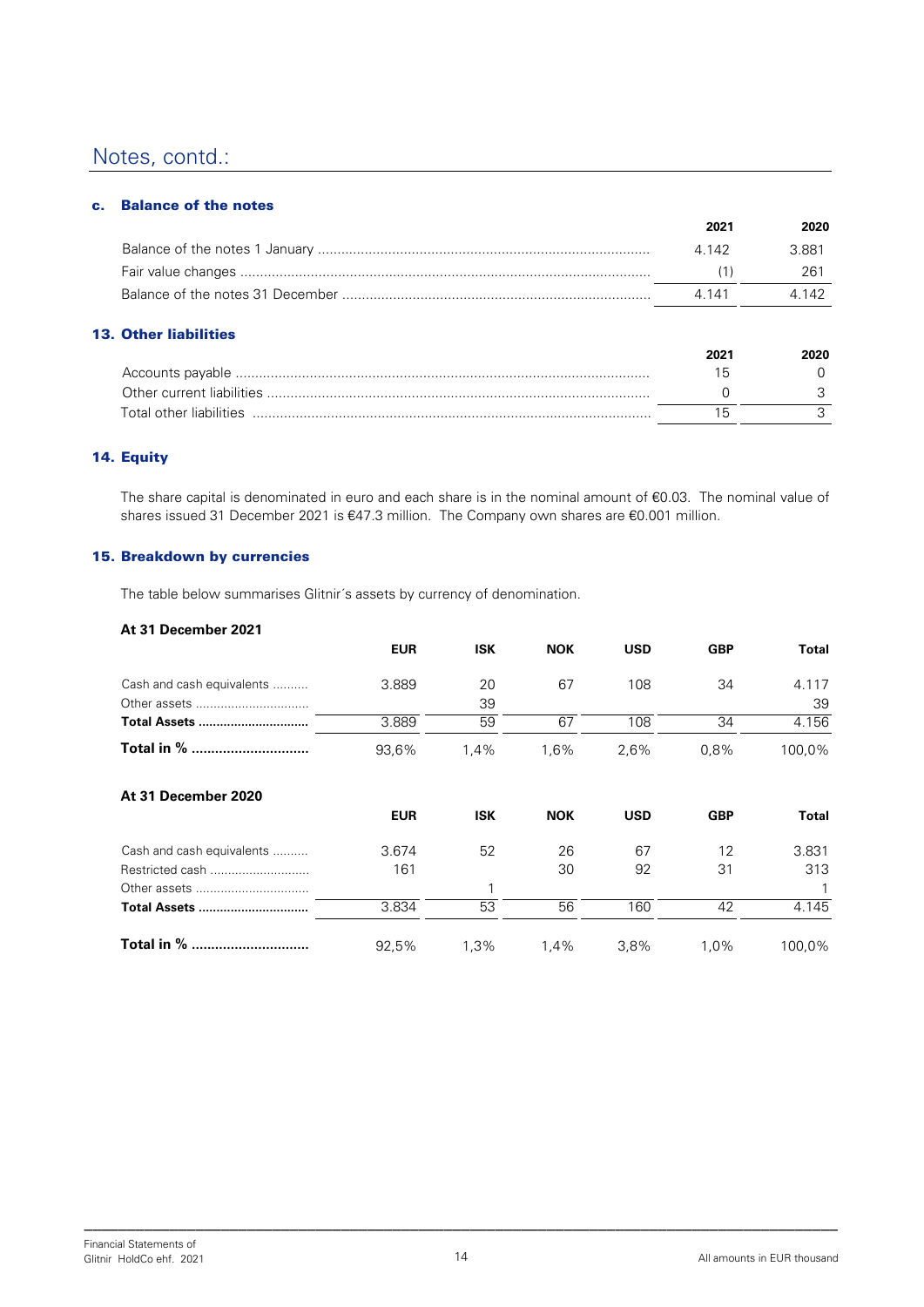# Notes, contd.:

### c. Balance of the notes

| | 2021 | 2020 |
|---|---|---|
| Balance of the notes 1 January | 4.142 | 3.881 |
| Fair value changes | (1) | 261 |
| Balance of the notes 31 December | 4.141 | 4.142 |

## 13. Other liabilities

| | 2021 | 2020 |
|---|---|---|
| Accounts payable | 15 | 0 |
| Other current liabilities | 0 | 3 |
| Total other liabilities | 15 | 3 |

## 14. Equity

The share capital is denominated in euro and each share is in the nominal amount of €0.03. The nominal value of shares issued 31 December 2021 is €47.3 million. The Company own shares are €0.001 million.

## 15. Breakdown by currencies

The table below summarises Glitnir´s assets by currency of denomination.

**At 31 December 2021**

| | EUR | ISK | NOK | USD | GBP | Total |
|---|---|---|---|---|---|---|
| Cash and cash equivalents | 3.889 | 20 | 67 | 108 | 34 | 4.117 |
| Other assets | | 39 | | | | 39 |
| **Total Assets** | 3.889 | 59 | 67 | 108 | 34 | 4.156 |
| **Total in %** | 93,6% | 1,4% | 1,6% | 2,6% | 0,8% | 100,0% |

**At 31 December 2020**

| | EUR | ISK | NOK | USD | GBP | Total |
|---|---|---|---|---|---|---|
| Cash and cash equivalents | 3.674 | 52 | 26 | 67 | 12 | 3.831 |
| Restricted cash | 161 | | 30 | 92 | 31 | 313 |
| Other assets | | 1 | | | | 1 |
| **Total Assets** | 3.834 | 53 | 56 | 160 | 42 | 4.145 |
| **Total in %** | 92,5% | 1,3% | 1,4% | 3,8% | 1,0% | 100,0% |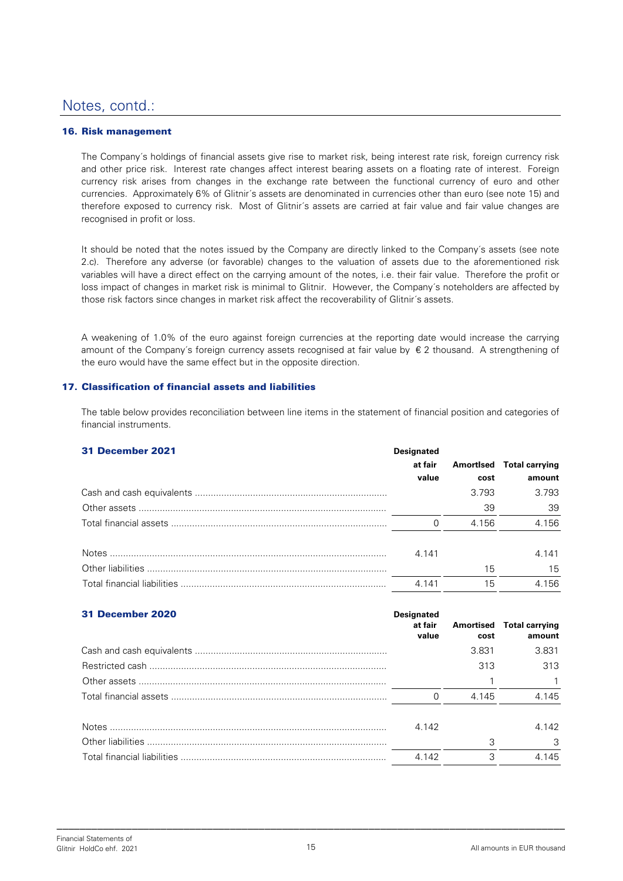## Notes, contd.:

### 16. Risk management

The Company´s holdings of financial assets give rise to market risk, being interest rate risk, foreign currency risk and other price risk. Interest rate changes affect interest bearing assets on a floating rate of interest. Foreign currency risk arises from changes in the exchange rate between the functional currency of euro and other currencies. Approximately 6% of Glitnir´s assets are denominated in currencies other than euro (see note 15) and therefore exposed to currency risk. Most of Glitnir´s assets are carried at fair value and fair value changes are recognised in profit or loss.

It should be noted that the notes issued by the Company are directly linked to the Company´s assets (see note 2.c). Therefore any adverse (or favorable) changes to the valuation of assets due to the aforementioned risk variables will have a direct effect on the carrying amount of the notes, i.e. their fair value. Therefore the profit or loss impact of changes in market risk is minimal to Glitnir. However, the Company´s noteholders are affected by those risk factors since changes in market risk affect the recoverability of Glitnir´s assets.

A weakening of 1.0% of the euro against foreign currencies at the reporting date would increase the carrying amount of the Company´s foreign currency assets recognised at fair value by € 2 thousand. A strengthening of the euro would have the same effect but in the opposite direction.

### 17. Classification of financial assets and liabilities

The table below provides reconciliation between line items in the statement of financial position and categories of financial instruments.

| 31 December 2021 | Designated at fair value | Amortlsed cost | Total carrying amount |
|---|---|---|---|
| Cash and cash equivalents | | 3.793 | 3.793 |
| Other assets | | 39 | 39 |
| Total financial assets | 0 | 4.156 | 4.156 |
| | | | |
| Notes | 4.141 | | 4.141 |
| Other liabilities | | 15 | 15 |
| Total financial liabilities | 4.141 | 15 | 4.156 |

| 31 December 2020 | Designated at fair value | Amortised cost | Total carrying amount |
|---|---|---|---|
| Cash and cash equivalents | | 3.831 | 3.831 |
| Restricted cash | | 313 | 313 |
| Other assets | | 1 | 1 |
| Total financial assets | 0 | 4.145 | 4.145 |
| | | | |
| Notes | 4.142 | | 4.142 |
| Other liabilities | | 3 | 3 |
| Total financial liabilities | 4.142 | 3 | 4.145 |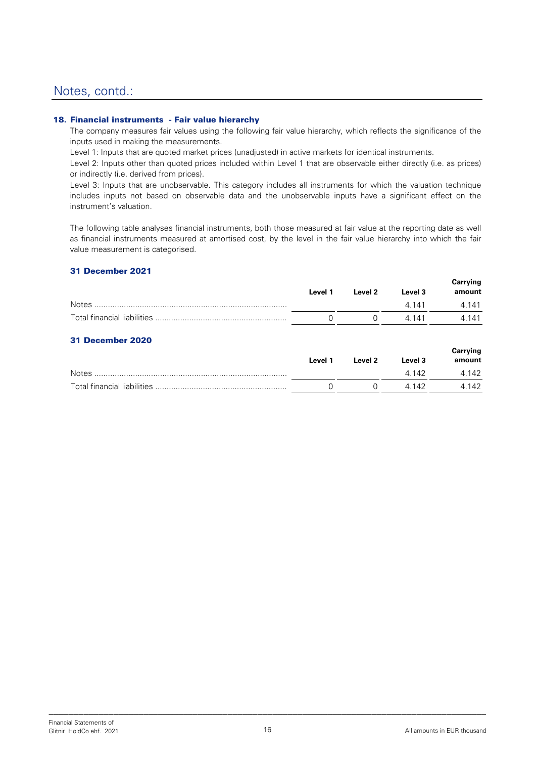# Notes, contd.:

### 18. Financial instruments - Fair value hierarchy

The company measures fair values using the following fair value hierarchy, which reflects the significance of the inputs used in making the measurements.

Level 1: Inputs that are quoted market prices (unadjusted) in active markets for identical instruments.

Level 2: Inputs other than quoted prices included within Level 1 that are observable either directly (i.e. as prices) or indirectly (i.e. derived from prices).

Level 3: Inputs that are unobservable. This category includes all instruments for which the valuation technique includes inputs not based on observable data and the unobservable inputs have a significant effect on the instrument's valuation.

The following table analyses financial instruments, both those measured at fair value at the reporting date as well as financial instruments measured at amortised cost, by the level in the fair value hierarchy into which the fair value measurement is categorised.

**31 December 2021**

| | Level 1 | Level 2 | Level 3 | Carrying amount |
|---|---|---|---|---|
| Notes | | | 4.141 | 4.141 |
| Total financial liabilities | 0 | 0 | 4.141 | 4.141 |

**31 December 2020**

| | Level 1 | Level 2 | Level 3 | Carrying amount |
|---|---|---|---|---|
| Notes | | | 4.142 | 4.142 |
| Total financial liabilities | 0 | 0 | 4.142 | 4.142 |